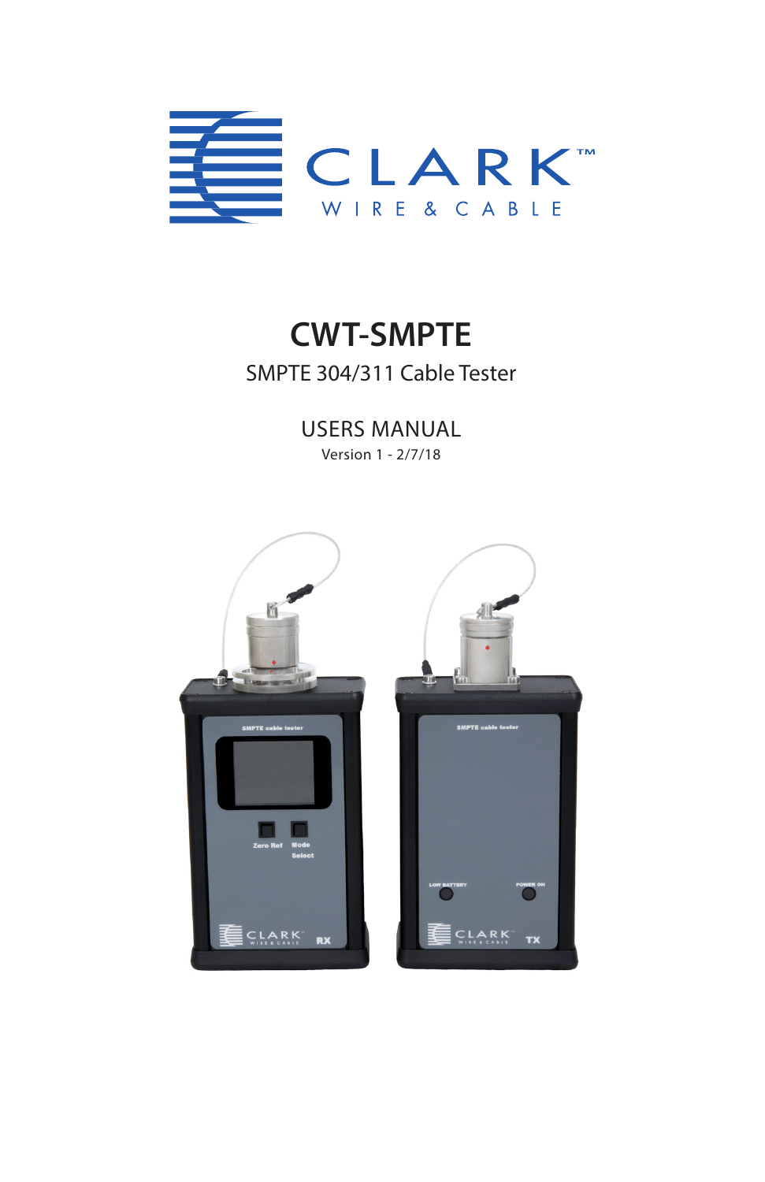CLARK™

WIRE & CABLE

# CWT-SMPTE

SMPTE 304/311 Cable Tester

## USERS MANUAL

Version 1 - 2/7/18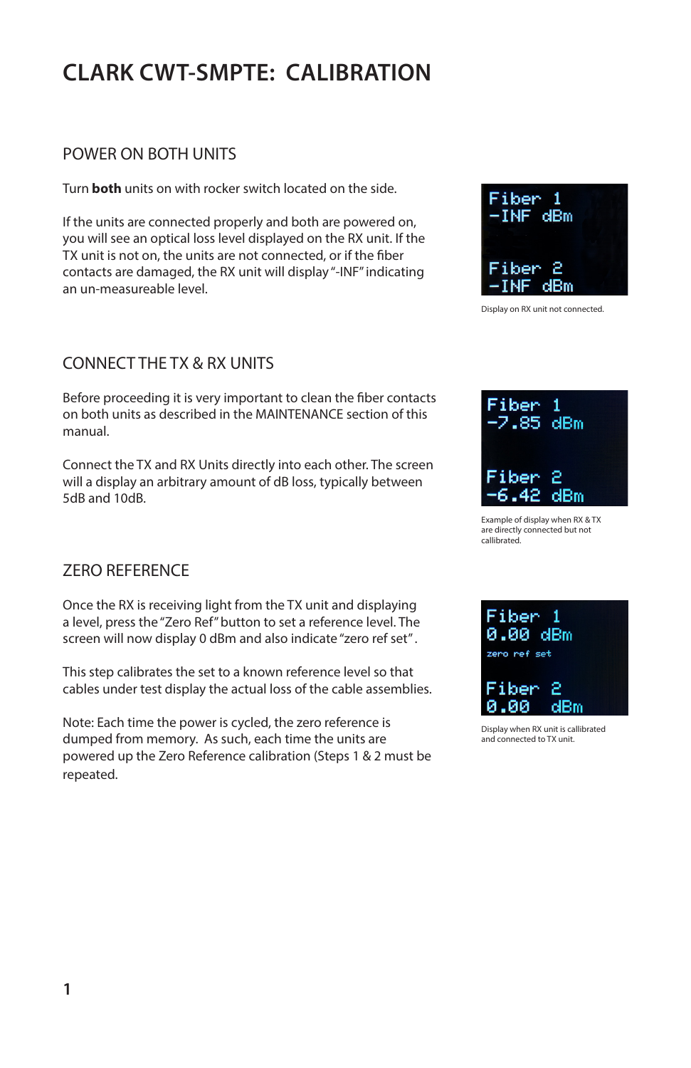# CLARK CWT-SMPTE: CALIBRATION

## POWER ON BOTH UNITS

Turn **both** units on with rocker switch located on the side.

If the units are connected properly and both are powered on, you will see an optical loss level displayed on the RX unit. If the TX unit is not on, the units are not connected, or if the fiber contacts are damaged, the RX unit will display "-INF" indicating an un-measureable level.

Display on RX unit not connected.

## CONNECT THE TX & RX UNITS

Before proceeding it is very important to clean the fiber contacts on both units as described in the MAINTENANCE section of this manual.

Connect the TX and RX Units directly into each other. The screen will a display an arbitrary amount of dB loss, typically between 5dB and 10dB.

Example of display when RX & TX are directly connected but not callibrated.

## ZERO REFERENCE

Once the RX is receiving light from the TX unit and displaying a level, press the "Zero Ref" button to set a reference level. The screen will now display 0 dBm and also indicate "zero ref set".

This step calibrates the set to a known reference level so that cables under test display the actual loss of the cable assemblies.

Note: Each time the power is cycled, the zero reference is dumped from memory. As such, each time the units are powered up the Zero Reference calibration (Steps 1 & 2 must be repeated.

Display when RX unit is callibrated and connected to TX unit.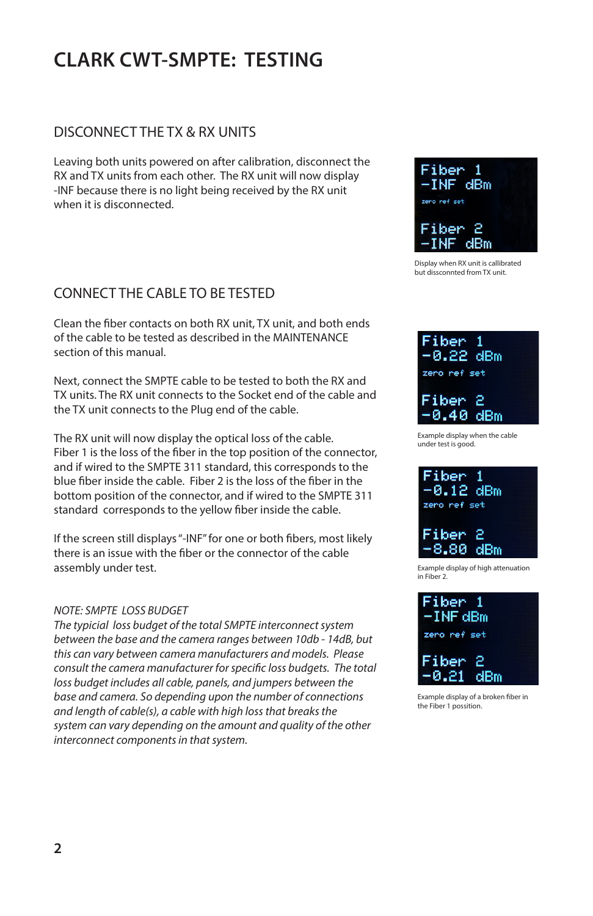# CLARK CWT-SMPTE: TESTING

## DISCONNECT THE TX & RX UNITS

Leaving both units powered on after calibration, disconnect the RX and TX units from each other. The RX unit will now display -INF because there is no light being received by the RX unit when it is disconnected.

```
Fiber 1
-INF dBm
zero ref set

Fiber 2
-INF dBm
```

Display when RX unit is callibrated but dissconnted from TX unit.

## CONNECT THE CABLE TO BE TESTED

Clean the fiber contacts on both RX unit, TX unit, and both ends of the cable to be tested as described in the MAINTENANCE section of this manual.

Next, connect the SMPTE cable to be tested to both the RX and TX units. The RX unit connects to the Socket end of the cable and the TX unit connects to the Plug end of the cable.

The RX unit will now display the optical loss of the cable. Fiber 1 is the loss of the fiber in the top position of the connector, and if wired to the SMPTE 311 standard, this corresponds to the blue fiber inside the cable. Fiber 2 is the loss of the fiber in the bottom position of the connector, and if wired to the SMPTE 311 standard corresponds to the yellow fiber inside the cable.

If the screen still displays "-INF" for one or both fibers, most likely there is an issue with the fiber or the connector of the cable assembly under test.

*NOTE: SMPTE LOSS BUDGET*
*The typicial loss budget of the total SMPTE interconnect system between the base and the camera ranges between 10db - 14dB, but this can vary between camera manufacturers and models. Please consult the camera manufacturer for specific loss budgets. The total loss budget includes all cable, panels, and jumpers between the base and camera. So depending upon the number of connections and length of cable(s), a cable with high loss that breaks the system can vary depending on the amount and quality of the other interconnect components in that system.*

```
Fiber 1
-0.22 dBm
zero ref set

Fiber 2
-0.40 dBm
```

Example display when the cable under test is good.

```
Fiber 1
-0.12 dBm
zero ref set

Fiber 2
-8.80 dBm
```

Example display of high attenuation in Fiber 2.

```
Fiber 1
-INF dBm
zero ref set

Fiber 2
-0.21 dBm
```

Example display of a broken fiber in the Fiber 1 possition.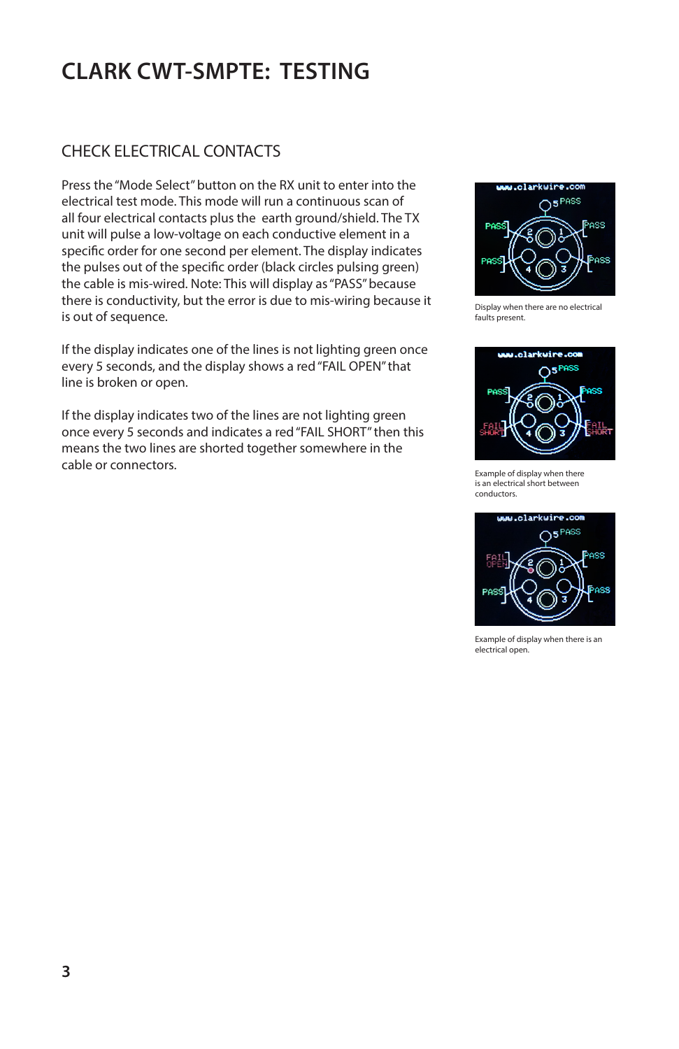# CLARK CWT-SMPTE: TESTING

## CHECK ELECTRICAL CONTACTS

Press the "Mode Select" button on the RX unit to enter into the electrical test mode. This mode will run a continuous scan of all four electrical contacts plus the earth ground/shield. The TX unit will pulse a low-voltage on each conductive element in a specific order for one second per element. The display indicates the pulses out of the specific order (black circles pulsing green) the cable is mis-wired. Note: This will display as "PASS" because there is conductivity, but the error is due to mis-wiring because it is out of sequence.

If the display indicates one of the lines is not lighting green once every 5 seconds, and the display shows a red "FAIL OPEN" that line is broken or open.

If the display indicates two of the lines are not lighting green once every 5 seconds and indicates a red "FAIL SHORT" then this means the two lines are shorted together somewhere in the cable or connectors.

Display when there are no electrical faults present.

Example of display when there is an electrical short between conductors.

Example of display when there is an electrical open.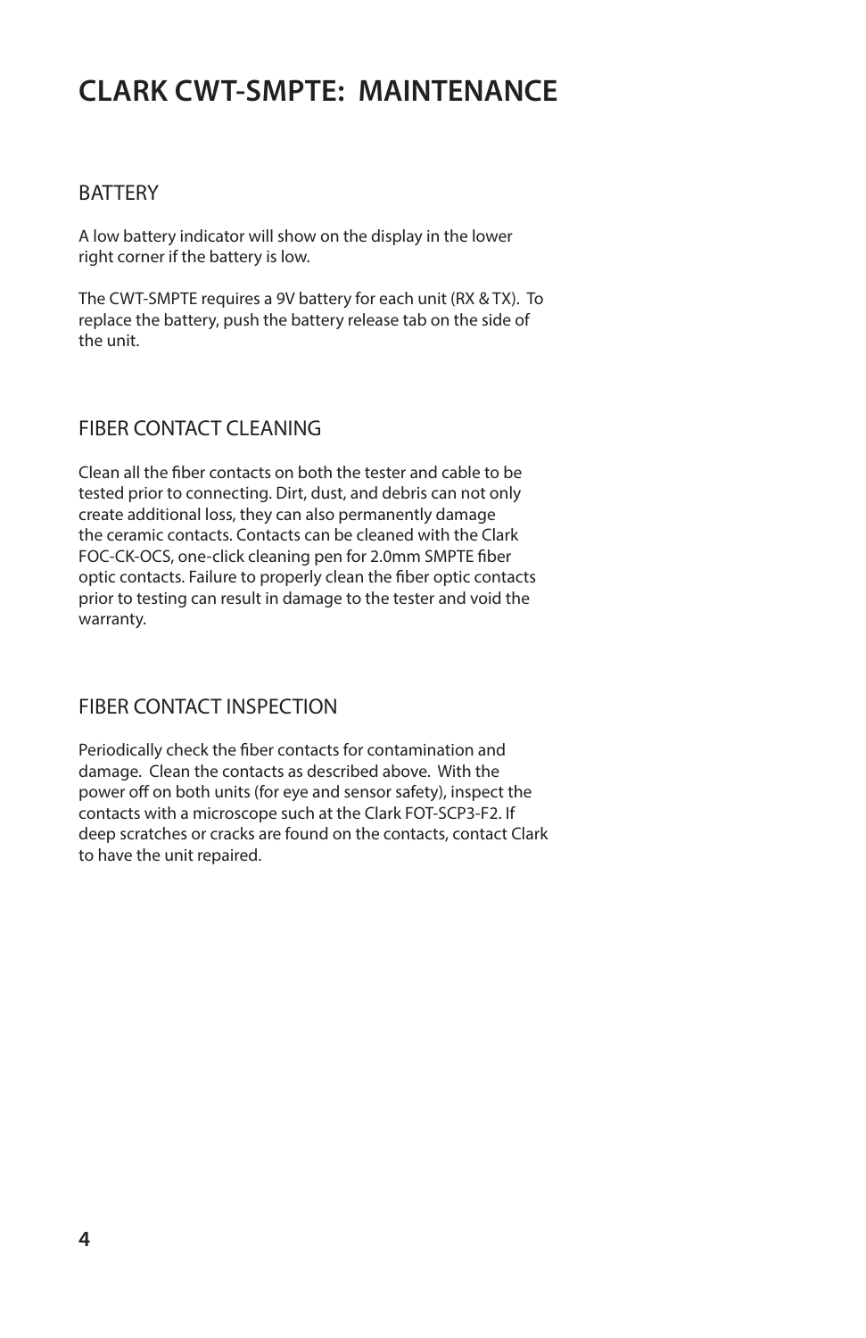# CLARK CWT-SMPTE: MAINTENANCE

## BATTERY

A low battery indicator will show on the display in the lower right corner if the battery is low.

The CWT-SMPTE requires a 9V battery for each unit (RX & TX). To replace the battery, push the battery release tab on the side of the unit.

## FIBER CONTACT CLEANING

Clean all the fiber contacts on both the tester and cable to be tested prior to connecting. Dirt, dust, and debris can not only create additional loss, they can also permanently damage the ceramic contacts. Contacts can be cleaned with the Clark FOC-CK-OCS, one-click cleaning pen for 2.0mm SMPTE fiber optic contacts. Failure to properly clean the fiber optic contacts prior to testing can result in damage to the tester and void the warranty.

## FIBER CONTACT INSPECTION

Periodically check the fiber contacts for contamination and damage. Clean the contacts as described above. With the power off on both units (for eye and sensor safety), inspect the contacts with a microscope such at the Clark FOT-SCP3-F2. If deep scratches or cracks are found on the contacts, contact Clark to have the unit repaired.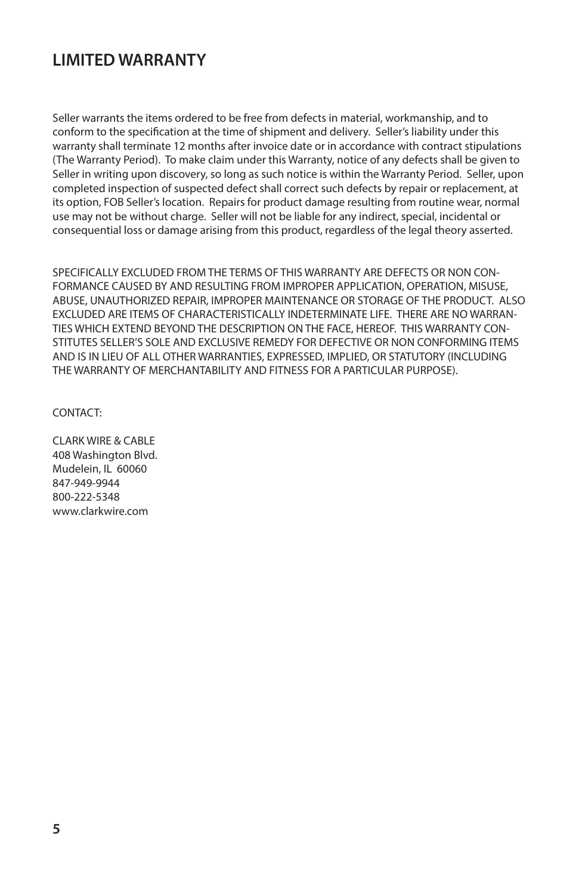# LIMITED WARRANTY

Seller warrants the items ordered to be free from defects in material, workmanship, and to conform to the specification at the time of shipment and delivery. Seller's liability under this warranty shall terminate 12 months after invoice date or in accordance with contract stipulations (The Warranty Period). To make claim under this Warranty, notice of any defects shall be given to Seller in writing upon discovery, so long as such notice is within the Warranty Period. Seller, upon completed inspection of suspected defect shall correct such defects by repair or replacement, at its option, FOB Seller's location. Repairs for product damage resulting from routine wear, normal use may not be without charge. Seller will not be liable for any indirect, special, incidental or consequential loss or damage arising from this product, regardless of the legal theory asserted.

SPECIFICALLY EXCLUDED FROM THE TERMS OF THIS WARRANTY ARE DEFECTS OR NON CONFORMANCE CAUSED BY AND RESULTING FROM IMPROPER APPLICATION, OPERATION, MISUSE, ABUSE, UNAUTHORIZED REPAIR, IMPROPER MAINTENANCE OR STORAGE OF THE PRODUCT. ALSO EXCLUDED ARE ITEMS OF CHARACTERISTICALLY INDETERMINATE LIFE. THERE ARE NO WARRANTIES WHICH EXTEND BEYOND THE DESCRIPTION ON THE FACE, HEREOF. THIS WARRANTY CONSTITUTES SELLER'S SOLE AND EXCLUSIVE REMEDY FOR DEFECTIVE OR NON CONFORMING ITEMS AND IS IN LIEU OF ALL OTHER WARRANTIES, EXPRESSED, IMPLIED, OR STATUTORY (INCLUDING THE WARRANTY OF MERCHANTABILITY AND FITNESS FOR A PARTICULAR PURPOSE).

CONTACT:

CLARK WIRE & CABLE
408 Washington Blvd.
Mudelein, IL 60060
847-949-9944
800-222-5348
www.clarkwire.com